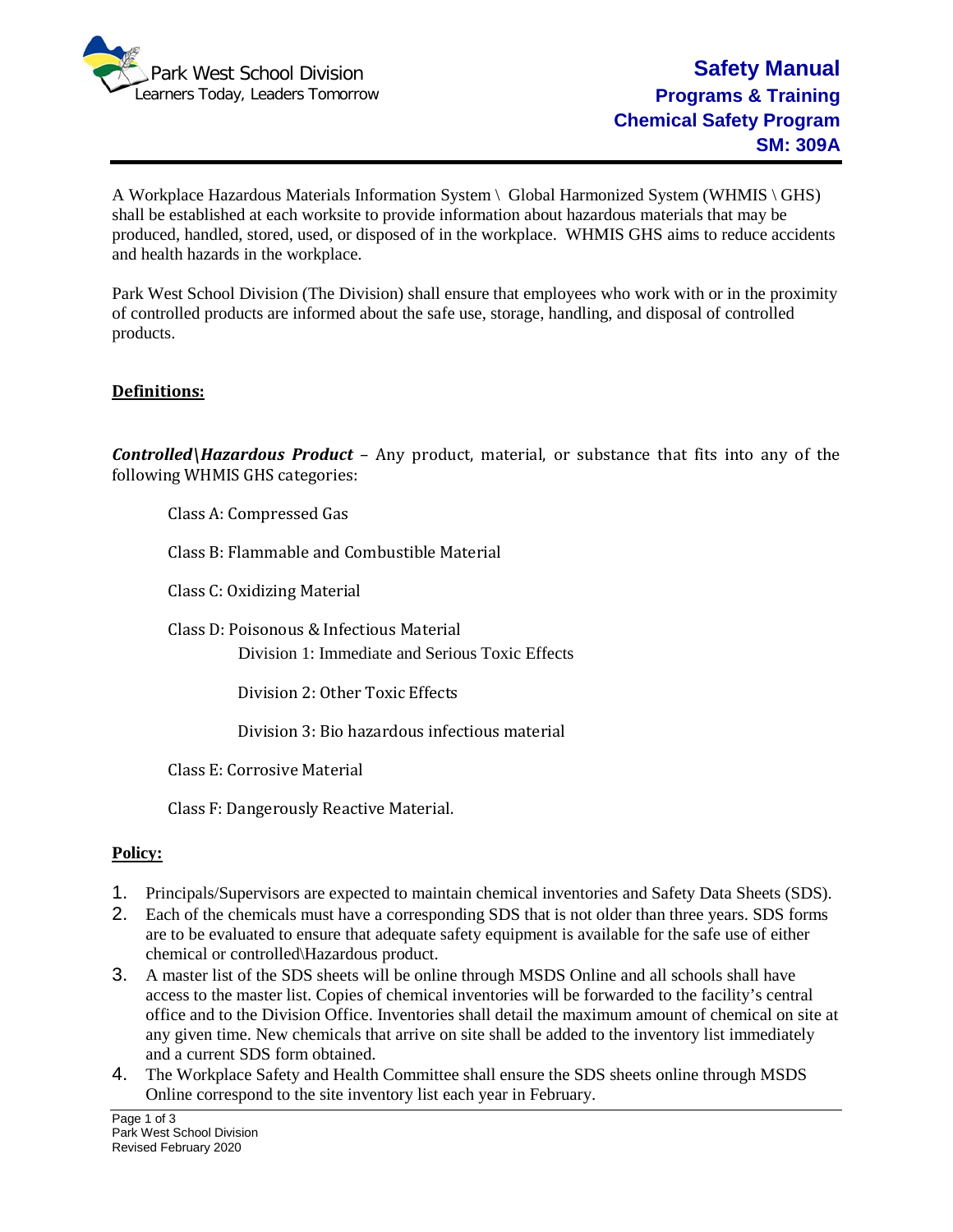Park West School Division
Learners Today, Leaders Tomorrow

# Safety Manual
## Programs & Training
## Chemical Safety Program
## SM: 309A

A Workplace Hazardous Materials Information System \ Global Harmonized System (WHMIS \ GHS) shall be established at each worksite to provide information about hazardous materials that may be produced, handled, stored, used, or disposed of in the workplace. WHMIS GHS aims to reduce accidents and health hazards in the workplace.

Park West School Division (The Division) shall ensure that employees who work with or in the proximity of controlled products are informed about the safe use, storage, handling, and disposal of controlled products.

**Definitions:**

***Controlled\Hazardous Product*** – Any product, material, or substance that fits into any of the following WHMIS GHS categories:

Class A: Compressed Gas

Class B: Flammable and Combustible Material

Class C: Oxidizing Material

Class D: Poisonous & Infectious Material

- Division 1: Immediate and Serious Toxic Effects
- Division 2: Other Toxic Effects
- Division 3: Bio hazardous infectious material

Class E: Corrosive Material

Class F: Dangerously Reactive Material.

**Policy:**

1. Principals/Supervisors are expected to maintain chemical inventories and Safety Data Sheets (SDS).
2. Each of the chemicals must have a corresponding SDS that is not older than three years. SDS forms are to be evaluated to ensure that adequate safety equipment is available for the safe use of either chemical or controlled\Hazardous product.
3. A master list of the SDS sheets will be online through MSDS Online and all schools shall have access to the master list. Copies of chemical inventories will be forwarded to the facility's central office and to the Division Office. Inventories shall detail the maximum amount of chemical on site at any given time. New chemicals that arrive on site shall be added to the inventory list immediately and a current SDS form obtained.
4. The Workplace Safety and Health Committee shall ensure the SDS sheets online through MSDS Online correspond to the site inventory list each year in February.

Park West School Division
Revised February 2020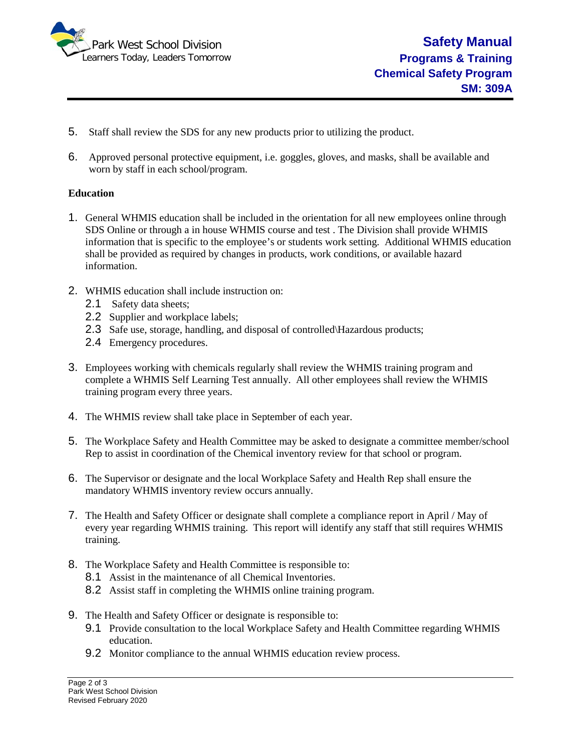5. Staff shall review the SDS for any new products prior to utilizing the product.

6. Approved personal protective equipment, i.e. goggles, gloves, and masks, shall be available and worn by staff in each school/program.

**Education**

1. General WHMIS education shall be included in the orientation for all new employees online through SDS Online or through a in house WHMIS course and test . The Division shall provide WHMIS information that is specific to the employee's or students work setting. Additional WHMIS education shall be provided as required by changes in products, work conditions, or available hazard information.

2. WHMIS education shall include instruction on:
   - 2.1 Safety data sheets;
   - 2.2 Supplier and workplace labels;
   - 2.3 Safe use, storage, handling, and disposal of controlled\Hazardous products;
   - 2.4 Emergency procedures.

3. Employees working with chemicals regularly shall review the WHMIS training program and complete a WHMIS Self Learning Test annually. All other employees shall review the WHMIS training program every three years.

4. The WHMIS review shall take place in September of each year.

5. The Workplace Safety and Health Committee may be asked to designate a committee member/school Rep to assist in coordination of the Chemical inventory review for that school or program.

6. The Supervisor or designate and the local Workplace Safety and Health Rep shall ensure the mandatory WHMIS inventory review occurs annually.

7. The Health and Safety Officer or designate shall complete a compliance report in April / May of every year regarding WHMIS training. This report will identify any staff that still requires WHMIS training.

8. The Workplace Safety and Health Committee is responsible to:
   - 8.1 Assist in the maintenance of all Chemical Inventories.
   - 8.2 Assist staff in completing the WHMIS online training program.

9. The Health and Safety Officer or designate is responsible to:
   - 9.1 Provide consultation to the local Workplace Safety and Health Committee regarding WHMIS education.
   - 9.2 Monitor compliance to the annual WHMIS education review process.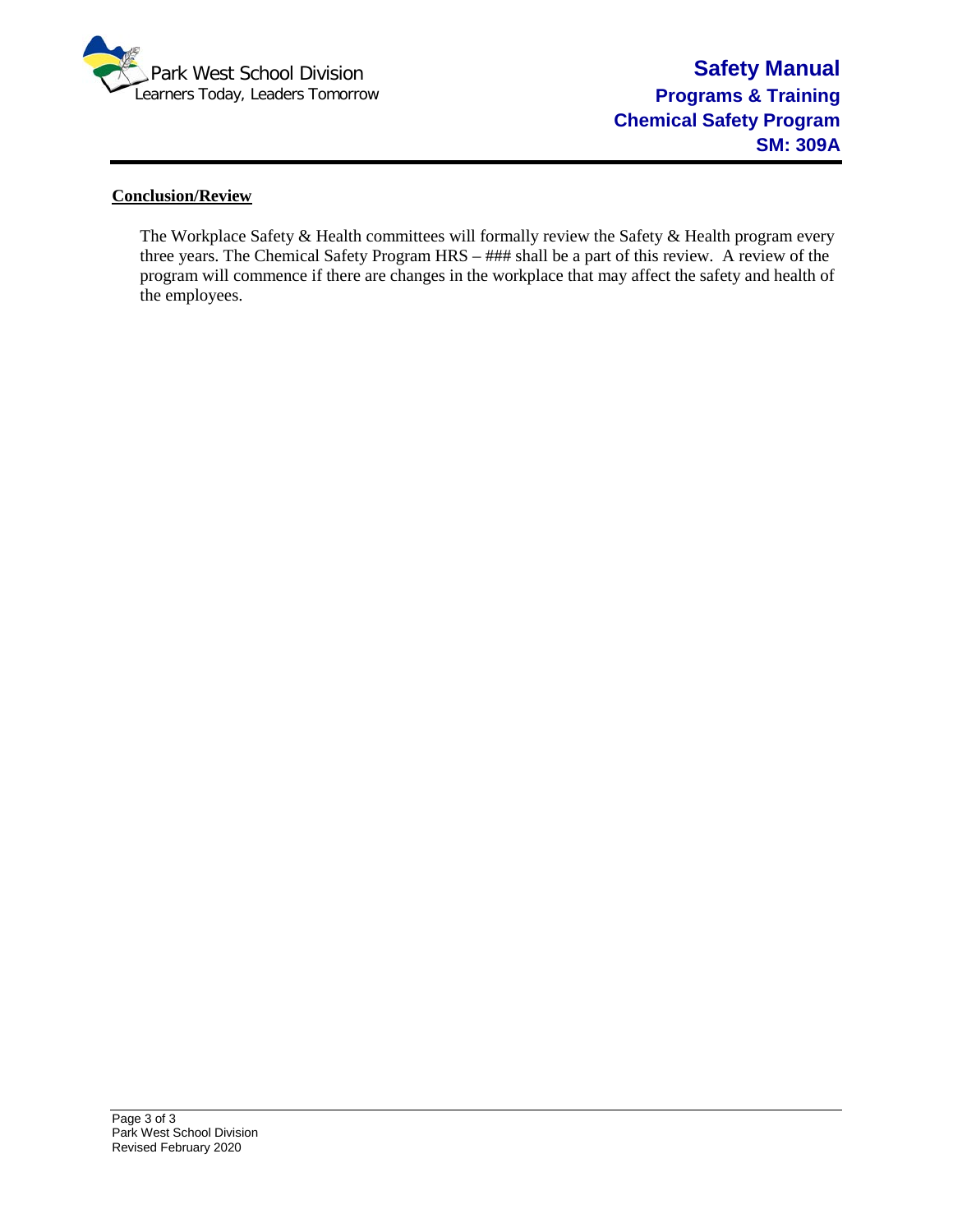**Conclusion/Review**

The Workplace Safety & Health committees will formally review the Safety & Health program every three years. The Chemical Safety Program HRS – ### shall be a part of this review. A review of the program will commence if there are changes in the workplace that may affect the safety and health of the employees.